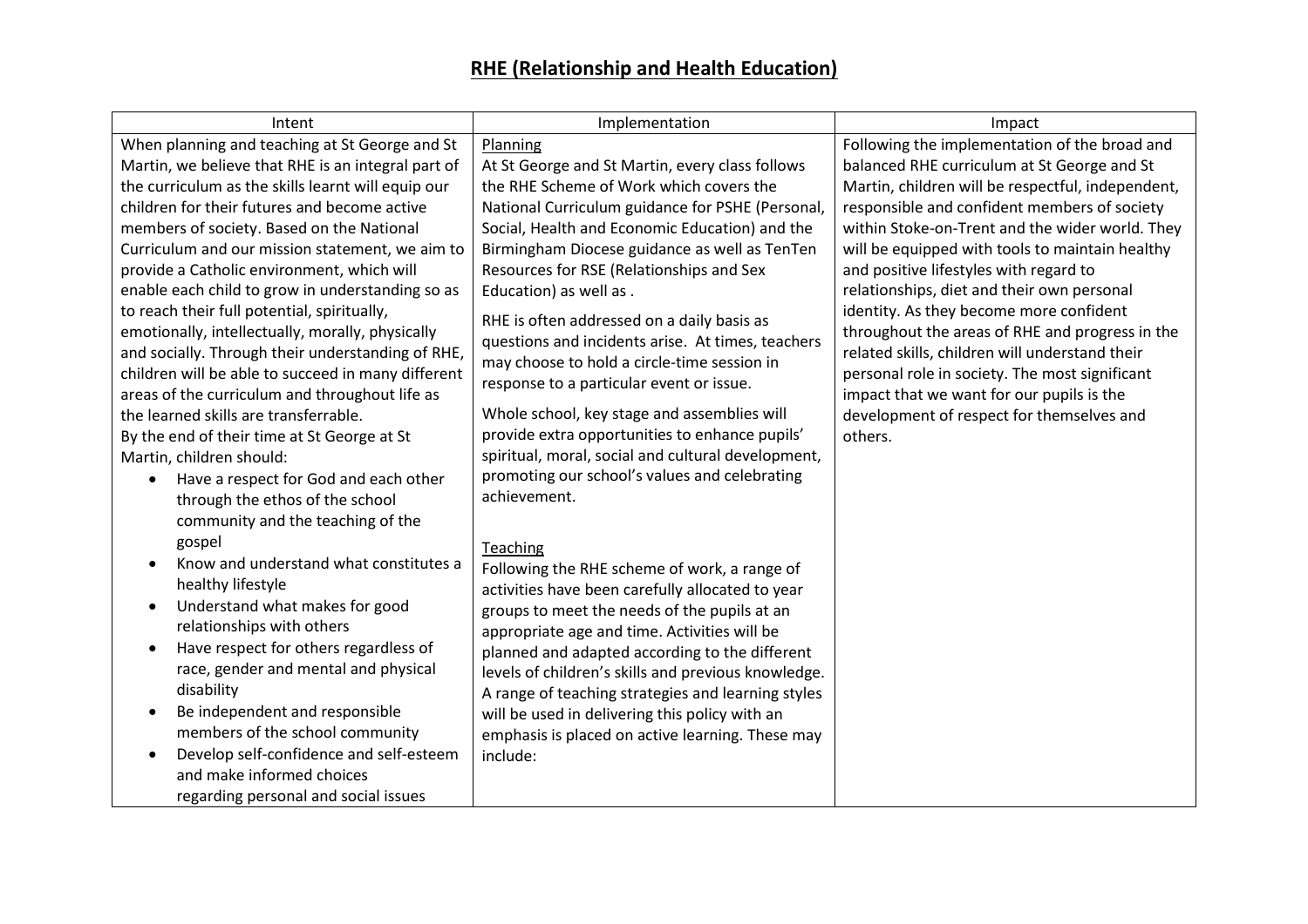# RHE (Relationship and Health Education)

| Intent | Implementation | Impact |
|---|---|---|
| When planning and teaching at St George and St Martin, we believe that RHE is an integral part of the curriculum as the skills learnt will equip our children for their futures and become active members of society. Based on the National Curriculum and our mission statement, we aim to provide a Catholic environment, which will enable each child to grow in understanding so as to reach their full potential, spiritually, emotionally, intellectually, morally, physically and socially. Through their understanding of RHE, children will be able to succeed in many different areas of the curriculum and throughout life as the learned skills are transferrable.<br>By the end of their time at St George at St Martin, children should:<br>• Have a respect for God and each other through the ethos of the school community and the teaching of the gospel<br>• Know and understand what constitutes a healthy lifestyle<br>• Understand what makes for good relationships with others<br>• Have respect for others regardless of race, gender and mental and physical disability<br>• Be independent and responsible members of the school community<br>• Develop self-confidence and self-esteem and make informed choices regarding personal and social issues | <u>Planning</u><br>At St George and St Martin, every class follows the RHE Scheme of Work which covers the National Curriculum guidance for PSHE (Personal, Social, Health and Economic Education) and the Birmingham Diocese guidance as well as TenTen Resources for RSE (Relationships and Sex Education) as well as .<br>RHE is often addressed on a daily basis as questions and incidents arise. At times, teachers may choose to hold a circle-time session in response to a particular event or issue.<br>Whole school, key stage and assemblies will provide extra opportunities to enhance pupils' spiritual, moral, social and cultural development, promoting our school's values and celebrating achievement.<br><br><u>Teaching</u><br>Following the RHE scheme of work, a range of activities have been carefully allocated to year groups to meet the needs of the pupils at an appropriate age and time. Activities will be planned and adapted according to the different levels of children's skills and previous knowledge. A range of teaching strategies and learning styles will be used in delivering this policy with an emphasis is placed on active learning. These may include: | Following the implementation of the broad and balanced RHE curriculum at St George and St Martin, children will be respectful, independent, responsible and confident members of society within Stoke-on-Trent and the wider world. They will be equipped with tools to maintain healthy and positive lifestyles with regard to relationships, diet and their own personal identity. As they become more confident throughout the areas of RHE and progress in the related skills, children will understand their personal role in society. The most significant impact that we want for our pupils is the development of respect for themselves and others. |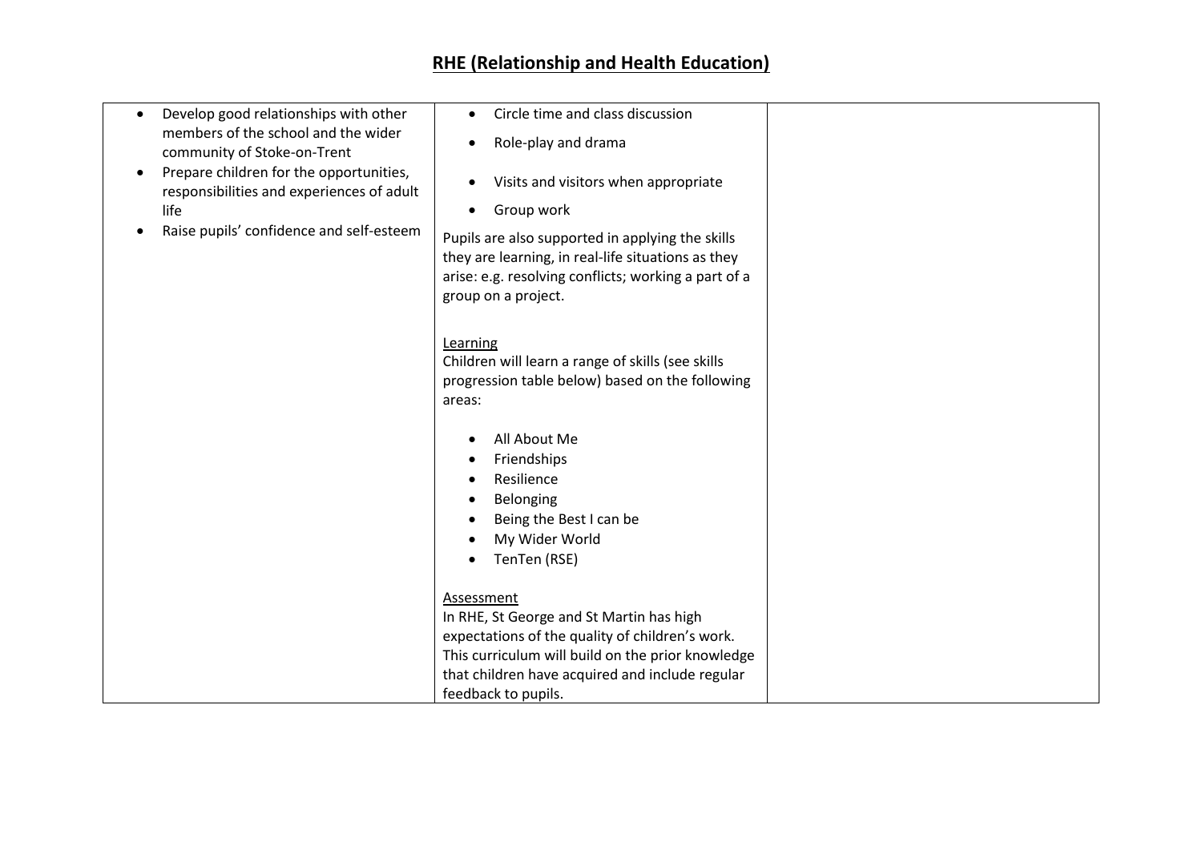# RHE (Relationship and Health Education)

| | | |
|---|---|---|
| • Develop good relationships with other members of the school and the wider community of Stoke-on-Trent<br>• Prepare children for the opportunities, responsibilities and experiences of adult life<br>• Raise pupils' confidence and self-esteem | • Circle time and class discussion<br>• Role-play and drama<br>• Visits and visitors when appropriate<br>• Group work<br><br>Pupils are also supported in applying the skills they are learning, in real-life situations as they arise: e.g. resolving conflicts; working a part of a group on a project.<br><br><u>Learning</u><br>Children will learn a range of skills (see skills progression table below) based on the following areas:<br><br>• All About Me<br>• Friendships<br>• Resilience<br>• Belonging<br>• Being the Best I can be<br>• My Wider World<br>• TenTen (RSE)<br><br><u>Assessment</u><br>In RHE, St George and St Martin has high expectations of the quality of children's work. This curriculum will build on the prior knowledge that children have acquired and include regular feedback to pupils. | |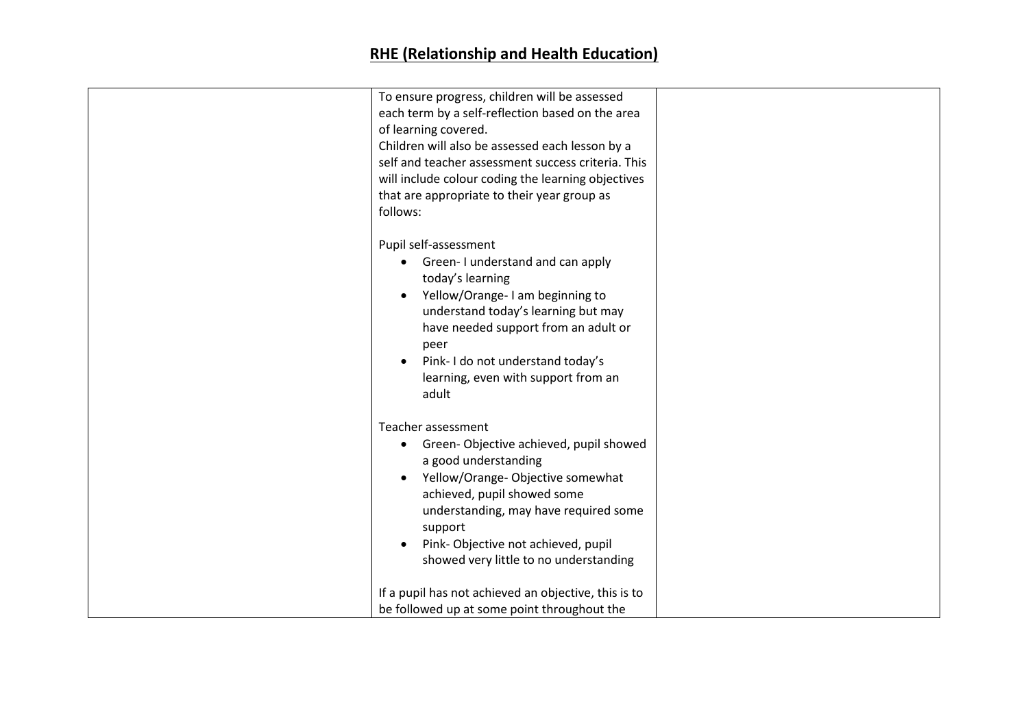## RHE (Relationship and Health Education)

| | | |
|---|---|---|
| | To ensure progress, children will be assessed each term by a self-reflection based on the area of learning covered.<br>Children will also be assessed each lesson by a self and teacher assessment success criteria. This will include colour coding the learning objectives that are appropriate to their year group as follows:<br><br>Pupil self-assessment<br>• Green- I understand and can apply today's learning<br>• Yellow/Orange- I am beginning to understand today's learning but may have needed support from an adult or peer<br>• Pink- I do not understand today's learning, even with support from an adult<br><br>Teacher assessment<br>• Green- Objective achieved, pupil showed a good understanding<br>• Yellow/Orange- Objective somewhat achieved, pupil showed some understanding, may have required some support<br>• Pink- Objective not achieved, pupil showed very little to no understanding<br><br>If a pupil has not achieved an objective, this is to be followed up at some point throughout the | |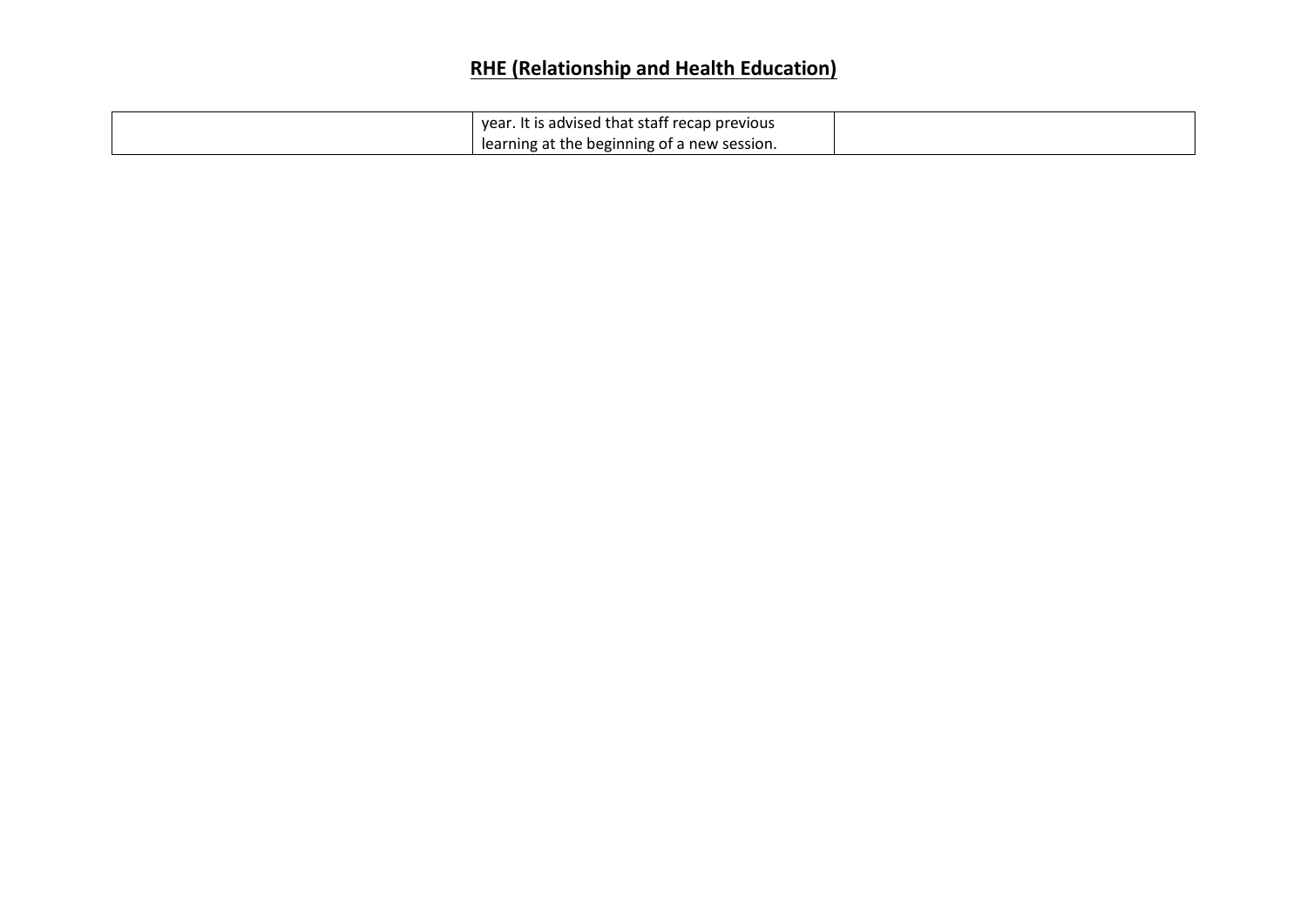# RHE (Relationship and Health Education)

| | | |
|---|---|---|
| | year. It is advised that staff recap previous learning at the beginning of a new session. | |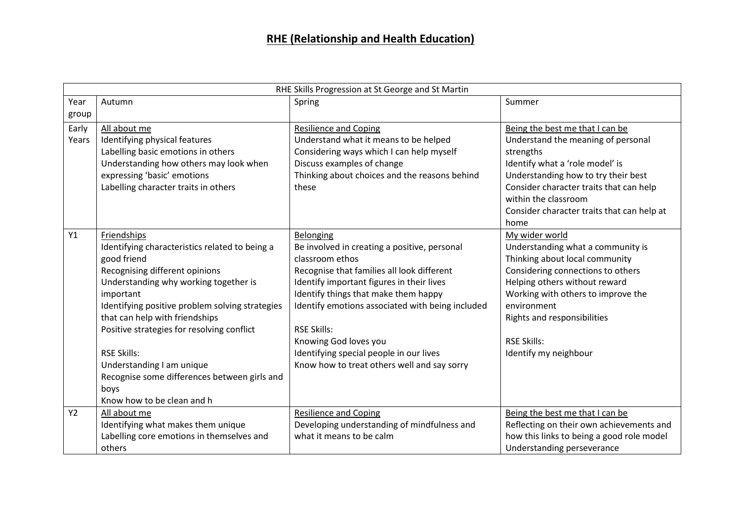# RHE (Relationship and Health Education)

| RHE Skills Progression at St George and St Martin | | | |
|---|---|---|---|
| Year group | Autumn | Spring | Summer |
| Early Years | All about me<br>Identifying physical features<br>Labelling basic emotions in others<br>Understanding how others may look when expressing 'basic' emotions<br>Labelling character traits in others | Resilience and Coping<br>Understand what it means to be helped<br>Considering ways which I can help myself<br>Discuss examples of change<br>Thinking about choices and the reasons behind these | Being the best me that I can be<br>Understand the meaning of personal strengths<br>Identify what a 'role model' is<br>Understanding how to try their best<br>Consider character traits that can help within the classroom<br>Consider character traits that can help at home |
| Y1 | Friendships<br>Identifying characteristics related to being a good friend<br>Recognising different opinions<br>Understanding why working together is important<br>Identifying positive problem solving strategies that can help with friendships<br>Positive strategies for resolving conflict<br><br>RSE Skills:<br>Understanding I am unique<br>Recognise some differences between girls and boys<br>Know how to be clean and h | Belonging<br>Be involved in creating a positive, personal classroom ethos<br>Recognise that families all look different<br>Identify important figures in their lives<br>Identify things that make them happy<br>Identify emotions associated with being included<br><br>RSE Skills:<br>Knowing God loves you<br>Identifying special people in our lives<br>Know how to treat others well and say sorry | My wider world<br>Understanding what a community is<br>Thinking about local community<br>Considering connections to others<br>Helping others without reward<br>Working with others to improve the environment<br>Rights and responsibilities<br><br>RSE Skills:<br>Identify my neighbour |
| Y2 | All about me<br>Identifying what makes them unique<br>Labelling core emotions in themselves and others | Resilience and Coping<br>Developing understanding of mindfulness and what it means to be calm | Being the best me that I can be<br>Reflecting on their own achievements and how this links to being a good role model<br>Understanding perseverance |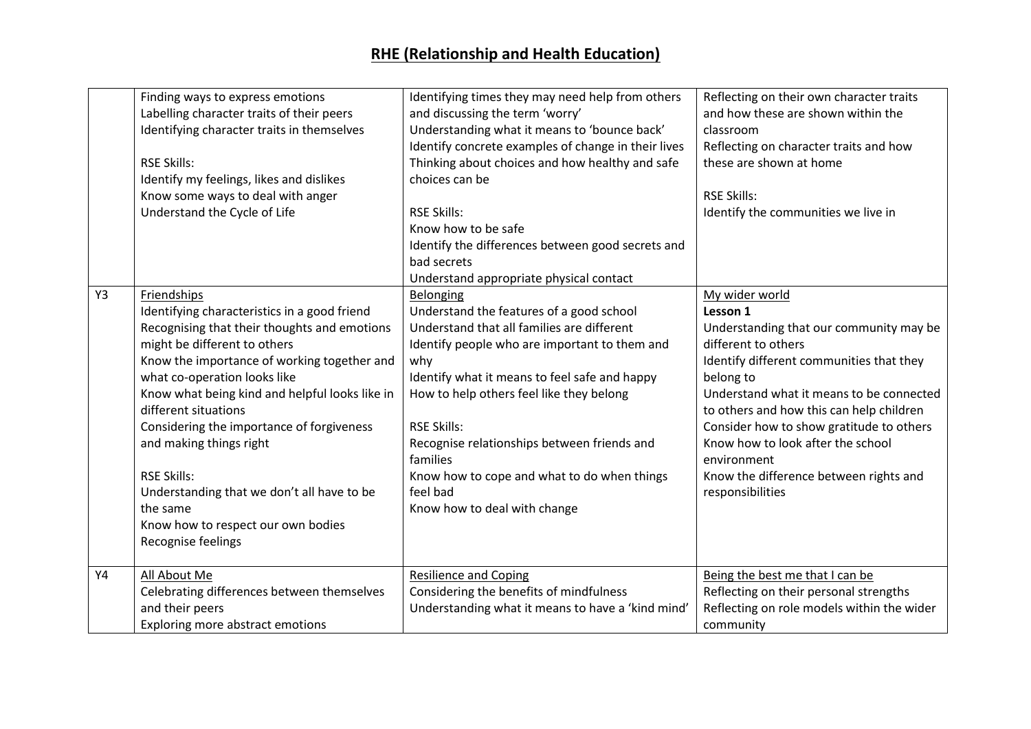## RHE (Relationship and Health Education)

| | | | |
|---|---|---|---|
| | Finding ways to express emotions<br>Labelling character traits of their peers<br>Identifying character traits in themselves<br><br>RSE Skills:<br>Identify my feelings, likes and dislikes<br>Know some ways to deal with anger<br>Understand the Cycle of Life | Identifying times they may need help from others and discussing the term 'worry'<br>Understanding what it means to 'bounce back'<br>Identify concrete examples of change in their lives<br>Thinking about choices and how healthy and safe choices can be<br><br>RSE Skills:<br>Know how to be safe<br>Identify the differences between good secrets and bad secrets<br>Understand appropriate physical contact | Reflecting on their own character traits and how these are shown within the classroom<br>Reflecting on character traits and how these are shown at home<br><br>RSE Skills:<br>Identify the communities we live in |
| Y3 | Friendships<br>Identifying characteristics in a good friend<br>Recognising that their thoughts and emotions might be different to others<br>Know the importance of working together and what co-operation looks like<br>Know what being kind and helpful looks like in different situations<br>Considering the importance of forgiveness and making things right<br><br>RSE Skills:<br>Understanding that we don't all have to be the same<br>Know how to respect our own bodies<br>Recognise feelings | Belonging<br>Understand the features of a good school<br>Understand that all families are different<br>Identify people who are important to them and why<br>Identify what it means to feel safe and happy<br>How to help others feel like they belong<br><br>RSE Skills:<br>Recognise relationships between friends and families<br>Know how to cope and what to do when things feel bad<br>Know how to deal with change | My wider world<br>**Lesson 1**<br>Understanding that our community may be different to others<br>Identify different communities that they belong to<br>Understand what it means to be connected to others and how this can help children<br>Consider how to show gratitude to others<br>Know how to look after the school environment<br>Know the difference between rights and responsibilities |
| Y4 | All About Me<br>Celebrating differences between themselves and their peers<br>Exploring more abstract emotions | Resilience and Coping<br>Considering the benefits of mindfulness<br>Understanding what it means to have a 'kind mind' | Being the best me that I can be<br>Reflecting on their personal strengths<br>Reflecting on role models within the wider community |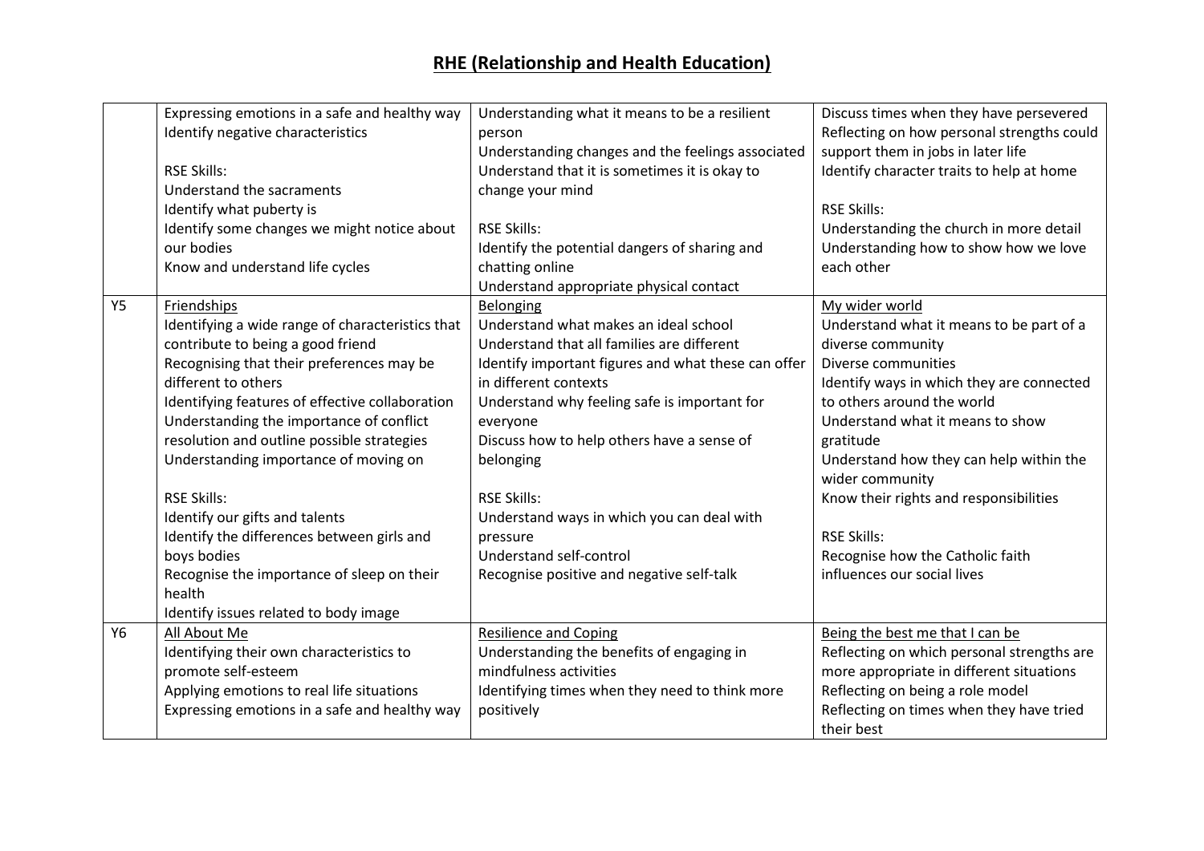# RHE (Relationship and Health Education)

| | | | |
|---|---|---|---|
| | Expressing emotions in a safe and healthy way<br>Identify negative characteristics<br><br>RSE Skills:<br>Understand the sacraments<br>Identify what puberty is<br>Identify some changes we might notice about our bodies<br>Know and understand life cycles | Understanding what it means to be a resilient person<br>Understanding changes and the feelings associated<br>Understand that it is sometimes it is okay to change your mind<br><br>RSE Skills:<br>Identify the potential dangers of sharing and chatting online<br>Understand appropriate physical contact | Discuss times when they have persevered<br>Reflecting on how personal strengths could support them in jobs in later life<br>Identify character traits to help at home<br><br>RSE Skills:<br>Understanding the church in more detail<br>Understanding how to show how we love each other |
| Y5 | <u>Friendships</u><br>Identifying a wide range of characteristics that contribute to being a good friend<br>Recognising that their preferences may be different to others<br>Identifying features of effective collaboration<br>Understanding the importance of conflict resolution and outline possible strategies<br>Understanding importance of moving on<br><br>RSE Skills:<br>Identify our gifts and talents<br>Identify the differences between girls and boys bodies<br>Recognise the importance of sleep on their health<br>Identify issues related to body image | <u>Belonging</u><br>Understand what makes an ideal school<br>Understand that all families are different<br>Identify important figures and what these can offer in different contexts<br>Understand why feeling safe is important for everyone<br>Discuss how to help others have a sense of belonging<br><br>RSE Skills:<br>Understand ways in which you can deal with pressure<br>Understand self-control<br>Recognise positive and negative self-talk | <u>My wider world</u><br>Understand what it means to be part of a diverse community<br>Diverse communities<br>Identify ways in which they are connected to others around the world<br>Understand what it means to show gratitude<br>Understand how they can help within the wider community<br>Know their rights and responsibilities<br><br>RSE Skills:<br>Recognise how the Catholic faith influences our social lives |
| Y6 | <u>All About Me</u><br>Identifying their own characteristics to promote self-esteem<br>Applying emotions to real life situations<br>Expressing emotions in a safe and healthy way | <u>Resilience and Coping</u><br>Understanding the benefits of engaging in mindfulness activities<br>Identifying times when they need to think more positively | <u>Being the best me that I can be</u><br>Reflecting on which personal strengths are more appropriate in different situations<br>Reflecting on being a role model<br>Reflecting on times when they have tried their best |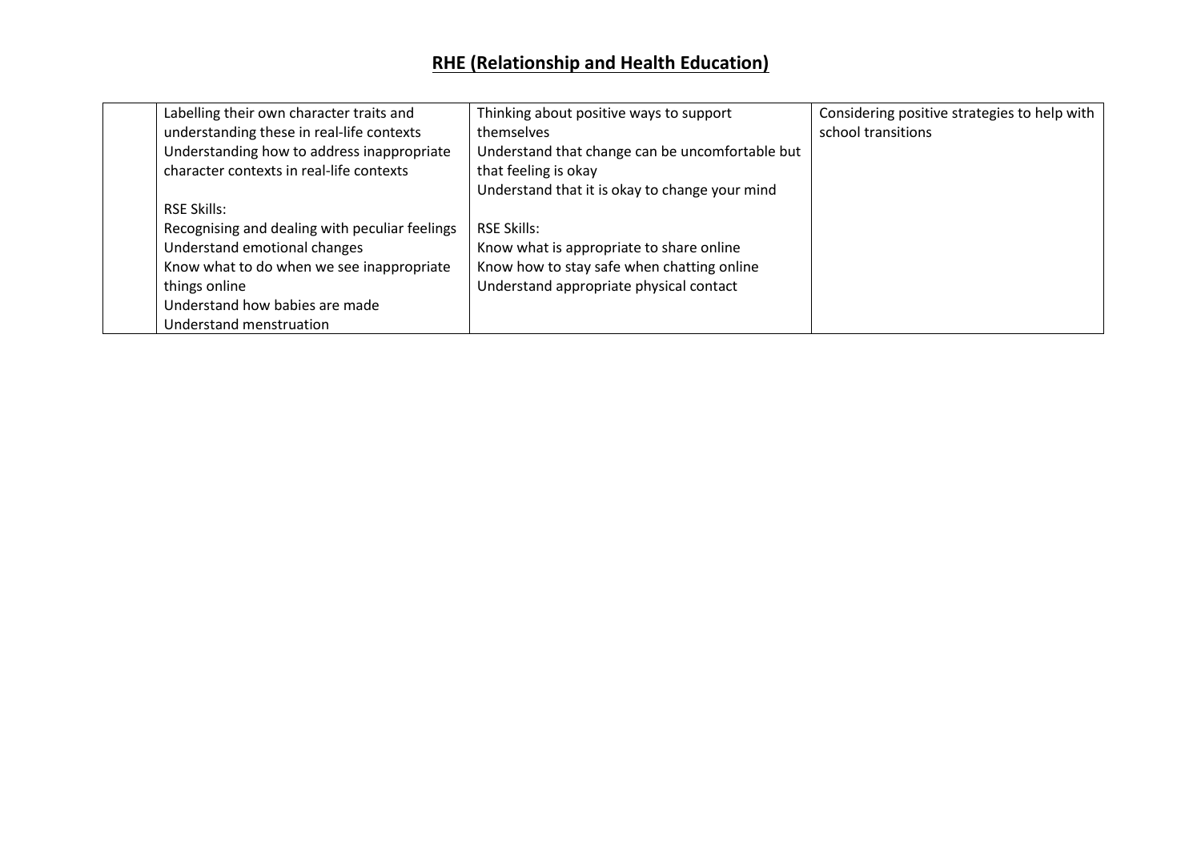# RHE (Relationship and Health Education)

| | | | |
|---|---|---|---|
| | Labelling their own character traits and understanding these in real-life contexts<br>Understanding how to address inappropriate character contexts in real-life contexts<br><br>RSE Skills:<br>Recognising and dealing with peculiar feelings<br>Understand emotional changes<br>Know what to do when we see inappropriate things online<br>Understand how babies are made<br>Understand menstruation | Thinking about positive ways to support themselves<br>Understand that change can be uncomfortable but that feeling is okay<br>Understand that it is okay to change your mind<br><br>RSE Skills:<br>Know what is appropriate to share online<br>Know how to stay safe when chatting online<br>Understand appropriate physical contact | Considering positive strategies to help with school transitions |